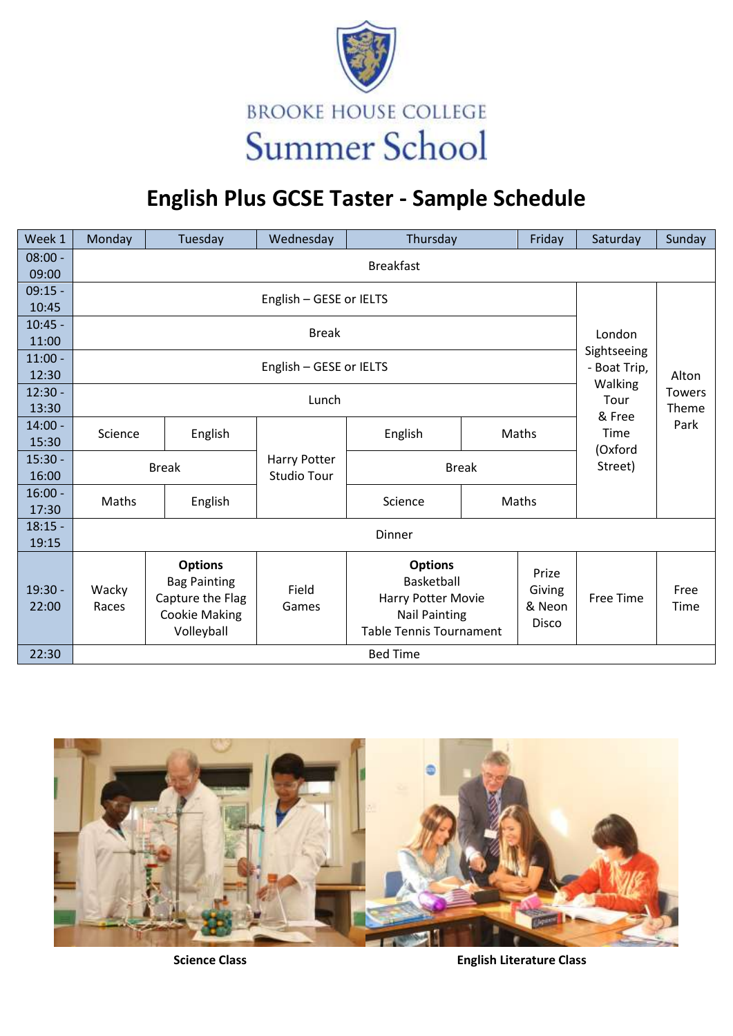BROOKE HOUSE COLLEGE

Summer School

# English Plus GCSE Taster - Sample Schedule

| Week 1 | Monday | Tuesday | Wednesday | Thursday | Friday | Saturday | Sunday |
|---|---|---|---|---|---|---|---|
| 08:00 - 09:00 | Breakfast | | | | | | |
| 09:15 - 10:45 | English – GESE or IELTS | | | | | London Sightseeing - Boat Trip, Walking Tour & Free Time (Oxford Street) | Alton Towers Theme Park |
| 10:45 - 11:00 | Break | | | | | | |
| 11:00 - 12:30 | English – GESE or IELTS | | | | | | |
| 12:30 - 13:30 | Lunch | | | | | | |
| 14:00 - 15:30 | Science | English | Harry Potter Studio Tour | English | Maths | | |
| 15:30 - 16:00 | Break | | | Break | | | |
| 16:00 - 17:30 | Maths | English | | Science | Maths | | |
| 18:15 - 19:15 | Dinner | | | | | | |
| 19:30 - 22:00 | Wacky Races | **Options** Bag Painting Capture the Flag Cookie Making Volleyball | Field Games | **Options** Basketball Harry Potter Movie Nail Painting Table Tennis Tournament | Prize Giving & Neon Disco | Free Time | Free Time |
| 22:30 | Bed Time | | | | | | |

**Science Class**

**English Literature Class**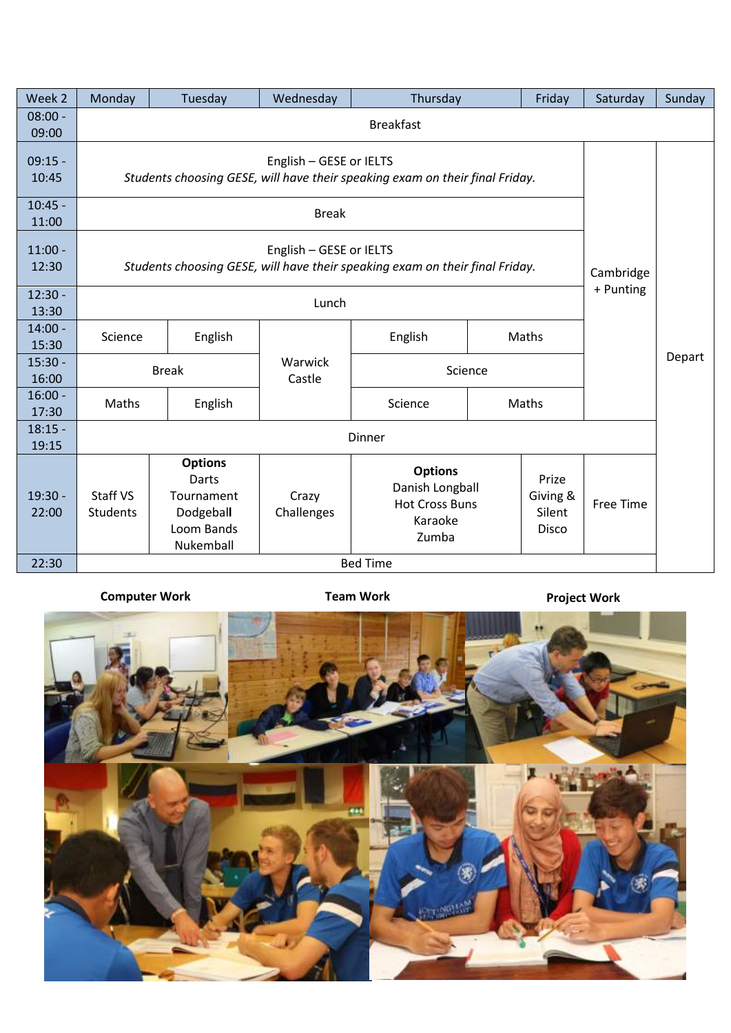| Week 2 | Monday | Tuesday | Wednesday | Thursday | Friday | Saturday | Sunday |
|---|---|---|---|---|---|---|---|
| 08:00 - 09:00 | Breakfast | | | | | | |
| 09:15 - 10:45 | English – GESE or IELTS *Students choosing GESE, will have their speaking exam on their final Friday.* | | | | | Cambridge + Punting | Depart |
| 10:45 - 11:00 | Break | | | | | | |
| 11:00 - 12:30 | English – GESE or IELTS *Students choosing GESE, will have their speaking exam on their final Friday.* | | | | | | |
| 12:30 - 13:30 | Lunch | | | | | | |
| 14:00 - 15:30 | Science | English | Warwick Castle | English | Maths | | |
| 15:30 - 16:00 | Break | | | Science | | | |
| 16:00 - 17:30 | Maths | English | | Science | Maths | | |
| 18:15 - 19:15 | Dinner | | | | | | |
| 19:30 - 22:00 | Staff VS Students | **Options** Darts Tournament Dodgeball Loom Bands Nukemball | Crazy Challenges | **Options** Danish Longball Hot Cross Buns Karaoke Zumba | Prize Giving & Silent Disco | Free Time | |
| 22:30 | Bed Time | | | | | | |

**Computer Work**

**Team Work**

**Project Work**